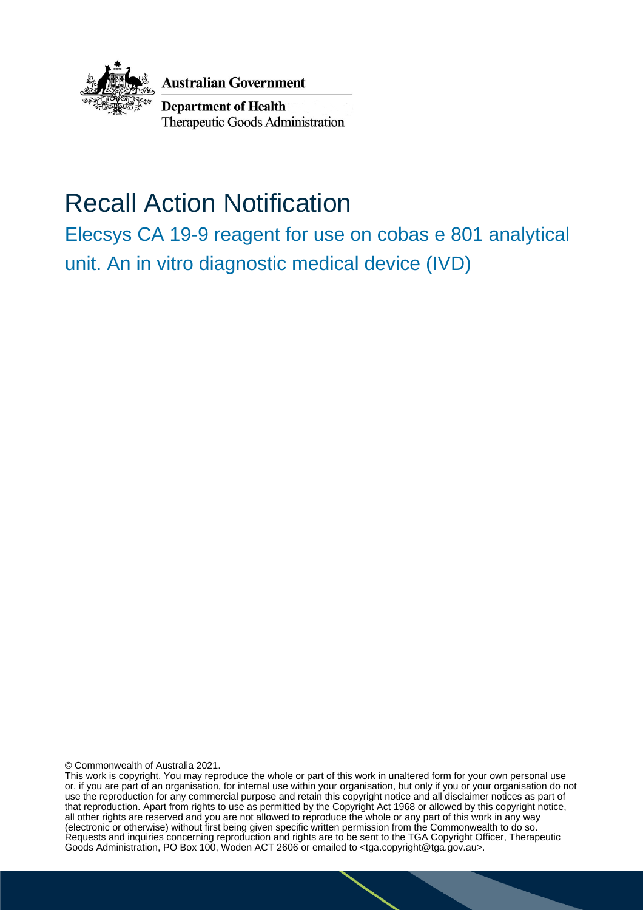Australian Government

Department of Health
Therapeutic Goods Administration

# Recall Action Notification

## Elecsys CA 19-9 reagent for use on cobas e 801 analytical unit. An in vitro diagnostic medical device (IVD)

© Commonwealth of Australia 2021.
This work is copyright. You may reproduce the whole or part of this work in unaltered form for your own personal use or, if you are part of an organisation, for internal use within your organisation, but only if you or your organisation do not use the reproduction for any commercial purpose and retain this copyright notice and all disclaimer notices as part of that reproduction. Apart from rights to use as permitted by the Copyright Act 1968 or allowed by this copyright notice, all other rights are reserved and you are not allowed to reproduce the whole or any part of this work in any way (electronic or otherwise) without first being given specific written permission from the Commonwealth to do so. Requests and inquiries concerning reproduction and rights are to be sent to the TGA Copyright Officer, Therapeutic Goods Administration, PO Box 100, Woden ACT 2606 or emailed to <tga.copyright@tga.gov.au>.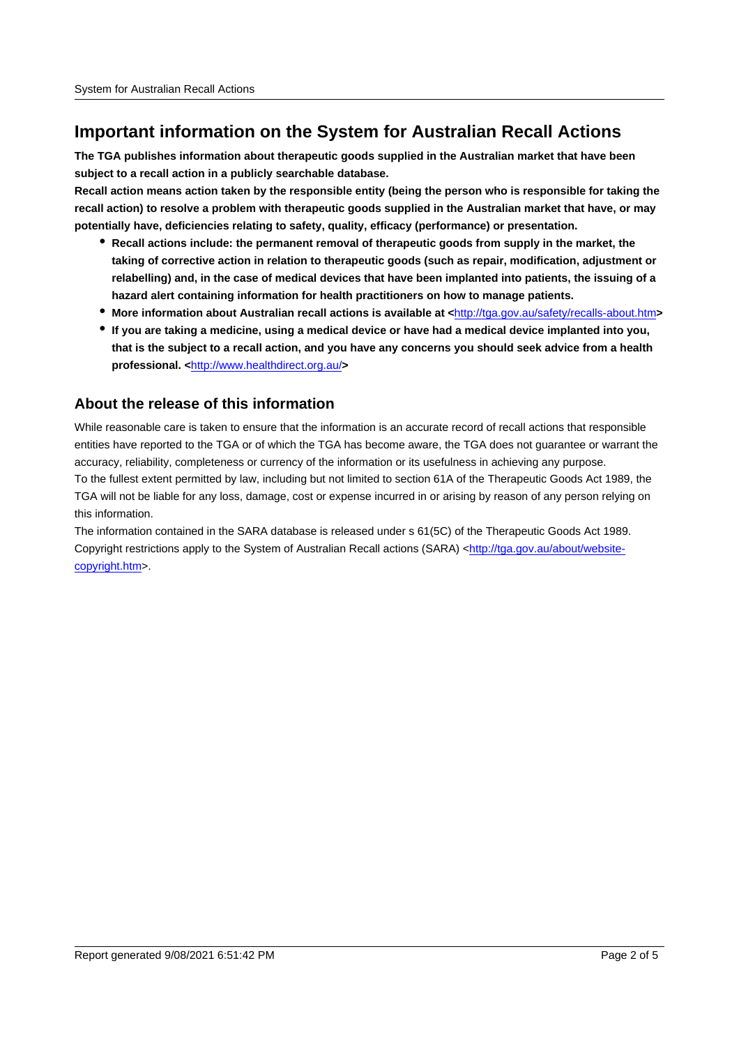# Important information on the System for Australian Recall Actions

**The TGA publishes information about therapeutic goods supplied in the Australian market that have been subject to a recall action in a publicly searchable database.**

**Recall action means action taken by the responsible entity (being the person who is responsible for taking the recall action) to resolve a problem with therapeutic goods supplied in the Australian market that have, or may potentially have, deficiencies relating to safety, quality, efficacy (performance) or presentation.**

- **Recall actions include: the permanent removal of therapeutic goods from supply in the market, the taking of corrective action in relation to therapeutic goods (such as repair, modification, adjustment or relabelling) and, in the case of medical devices that have been implanted into patients, the issuing of a hazard alert containing information for health practitioners on how to manage patients.**
- **More information about Australian recall actions is available at <**http://tga.gov.au/safety/recalls-about.htm**>**
- **If you are taking a medicine, using a medical device or have had a medical device implanted into you, that is the subject to a recall action, and you have any concerns you should seek advice from a health professional. <**http://www.healthdirect.org.au/**>**

## About the release of this information

While reasonable care is taken to ensure that the information is an accurate record of recall actions that responsible entities have reported to the TGA or of which the TGA has become aware, the TGA does not guarantee or warrant the accuracy, reliability, completeness or currency of the information or its usefulness in achieving any purpose.

To the fullest extent permitted by law, including but not limited to section 61A of the Therapeutic Goods Act 1989, the TGA will not be liable for any loss, damage, cost or expense incurred in or arising by reason of any person relying on this information.

The information contained in the SARA database is released under s 61(5C) of the Therapeutic Goods Act 1989.

Copyright restrictions apply to the System of Australian Recall actions (SARA) <http://tga.gov.au/about/website-copyright.htm>.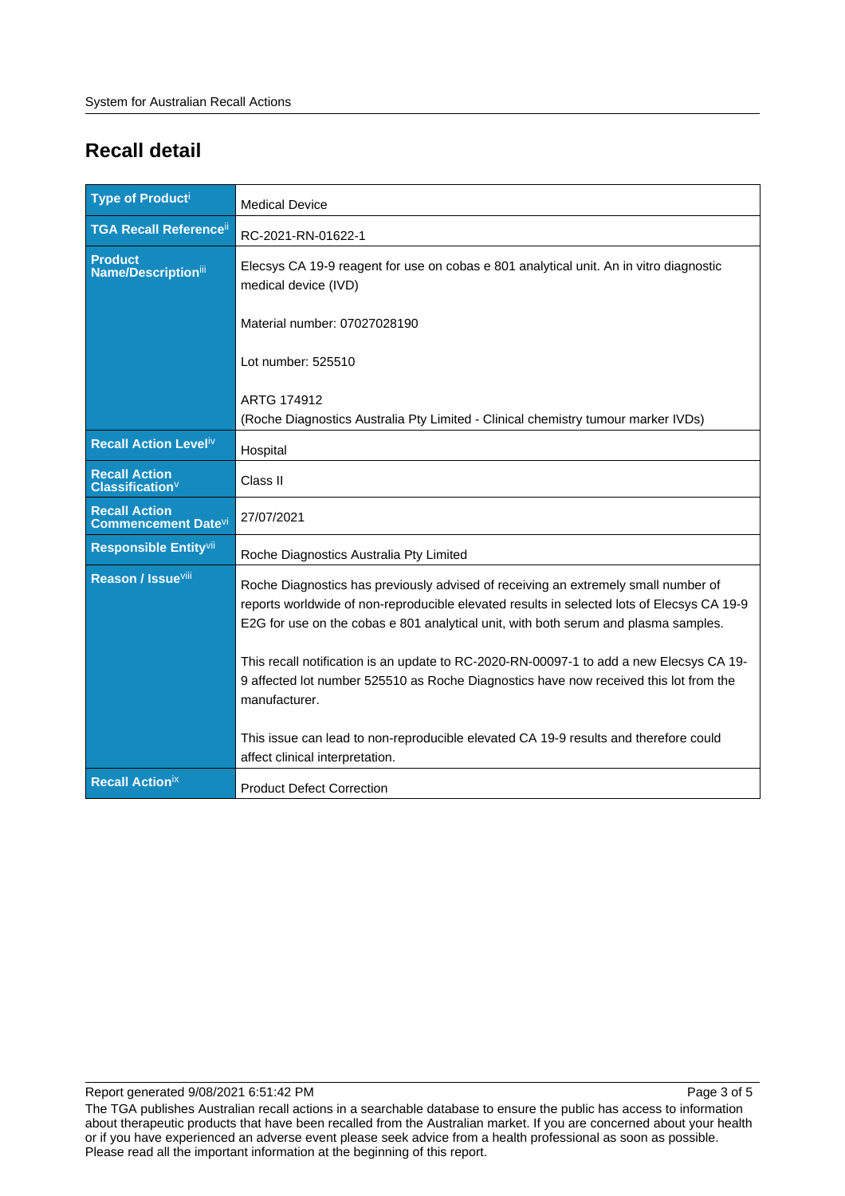## Recall detail

| Type of Product[i] | Medical Device |
|---|---|
| TGA Recall Reference[ii] | RC-2021-RN-01622-1 |
| Product Name/Description[iii] | Elecsys CA 19-9 reagent for use on cobas e 801 analytical unit. An in vitro diagnostic medical device (IVD)<br><br>Material number: 07027028190<br><br>Lot number: 525510<br><br>ARTG 174912<br>(Roche Diagnostics Australia Pty Limited - Clinical chemistry tumour marker IVDs) |
| Recall Action Level[iv] | Hospital |
| Recall Action Classification[v] | Class II |
| Recall Action Commencement Date[vi] | 27/07/2021 |
| Responsible Entity[vii] | Roche Diagnostics Australia Pty Limited |
| Reason / Issue[viii] | Roche Diagnostics has previously advised of receiving an extremely small number of reports worldwide of non-reproducible elevated results in selected lots of Elecsys CA 19-9 E2G for use on the cobas e 801 analytical unit, with both serum and plasma samples.<br><br>This recall notification is an update to RC-2020-RN-00097-1 to add a new Elecsys CA 19-9 affected lot number 525510 as Roche Diagnostics have now received this lot from the manufacturer.<br><br>This issue can lead to non-reproducible elevated CA 19-9 results and therefore could affect clinical interpretation. |
| Recall Action[ix] | Product Defect Correction |

Report generated 9/08/2021 6:51:42 PM

The TGA publishes Australian recall actions in a searchable database to ensure the public has access to information about therapeutic products that have been recalled from the Australian market. If you are concerned about your health or if you have experienced an adverse event please seek advice from a health professional as soon as possible. Please read all the important information at the beginning of this report.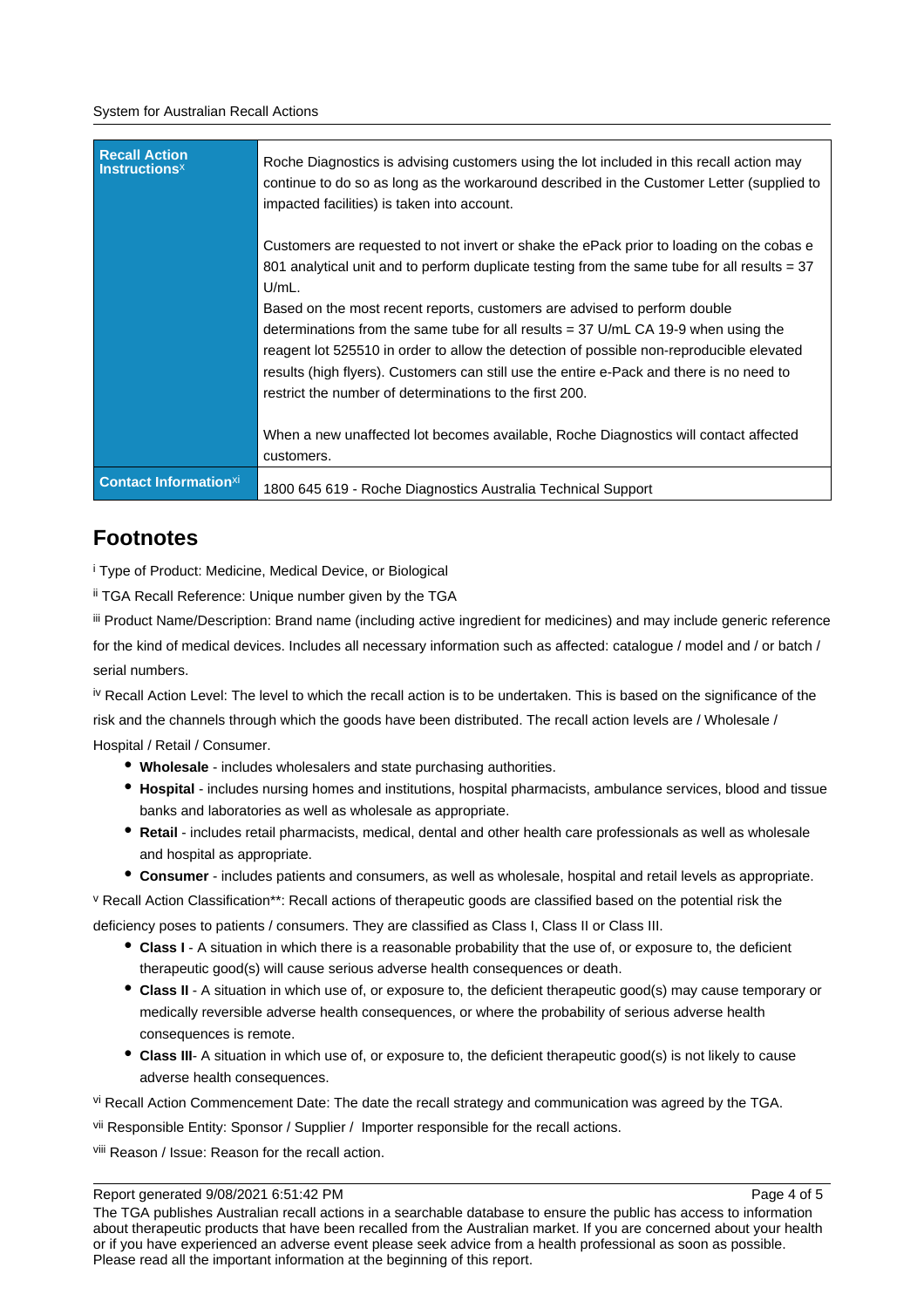| Recall Action Instructions[x] | Roche Diagnostics is advising customers using the lot included in this recall action may continue to do so as long as the workaround described in the Customer Letter (supplied to impacted facilities) is taken into account.<br><br>Customers are requested to not invert or shake the ePack prior to loading on the cobas e 801 analytical unit and to perform duplicate testing from the same tube for all results = 37 U/mL.<br>Based on the most recent reports, customers are advised to perform double determinations from the same tube for all results = 37 U/mL CA 19-9 when using the reagent lot 525510 in order to allow the detection of possible non-reproducible elevated results (high flyers). Customers can still use the entire e-Pack and there is no need to restrict the number of determinations to the first 200.<br><br>When a new unaffected lot becomes available, Roche Diagnostics will contact affected customers. |
|---|---|
| Contact Information[xi] | 1800 645 619 - Roche Diagnostics Australia Technical Support |

## Footnotes

[i] Type of Product: Medicine, Medical Device, or Biological

[ii] TGA Recall Reference: Unique number given by the TGA

[iii] Product Name/Description: Brand name (including active ingredient for medicines) and may include generic reference for the kind of medical devices. Includes all necessary information such as affected: catalogue / model and / or batch / serial numbers.

[iv] Recall Action Level: The level to which the recall action is to be undertaken. This is based on the significance of the risk and the channels through which the goods have been distributed. The recall action levels are / Wholesale / Hospital / Retail / Consumer.

- **Wholesale** - includes wholesalers and state purchasing authorities.
- **Hospital** - includes nursing homes and institutions, hospital pharmacists, ambulance services, blood and tissue banks and laboratories as well as wholesale as appropriate.
- **Retail** - includes retail pharmacists, medical, dental and other health care professionals as well as wholesale and hospital as appropriate.
- **Consumer** - includes patients and consumers, as well as wholesale, hospital and retail levels as appropriate.

[v] Recall Action Classification**: Recall actions of therapeutic goods are classified based on the potential risk the deficiency poses to patients / consumers. They are classified as Class I, Class II or Class III.

- **Class I** - A situation in which there is a reasonable probability that the use of, or exposure to, the deficient therapeutic good(s) will cause serious adverse health consequences or death.
- **Class II** - A situation in which use of, or exposure to, the deficient therapeutic good(s) may cause temporary or medically reversible adverse health consequences, or where the probability of serious adverse health consequences is remote.
- **Class III**- A situation in which use of, or exposure to, the deficient therapeutic good(s) is not likely to cause adverse health consequences.

[vi] Recall Action Commencement Date: The date the recall strategy and communication was agreed by the TGA.

[vii] Responsible Entity: Sponsor / Supplier / Importer responsible for the recall actions.

[viii] Reason / Issue: Reason for the recall action.

Report generated 9/08/2021 6:51:42 PM

The TGA publishes Australian recall actions in a searchable database to ensure the public has access to information about therapeutic products that have been recalled from the Australian market. If you are concerned about your health or if you have experienced an adverse event please seek advice from a health professional as soon as possible. Please read all the important information at the beginning of this report.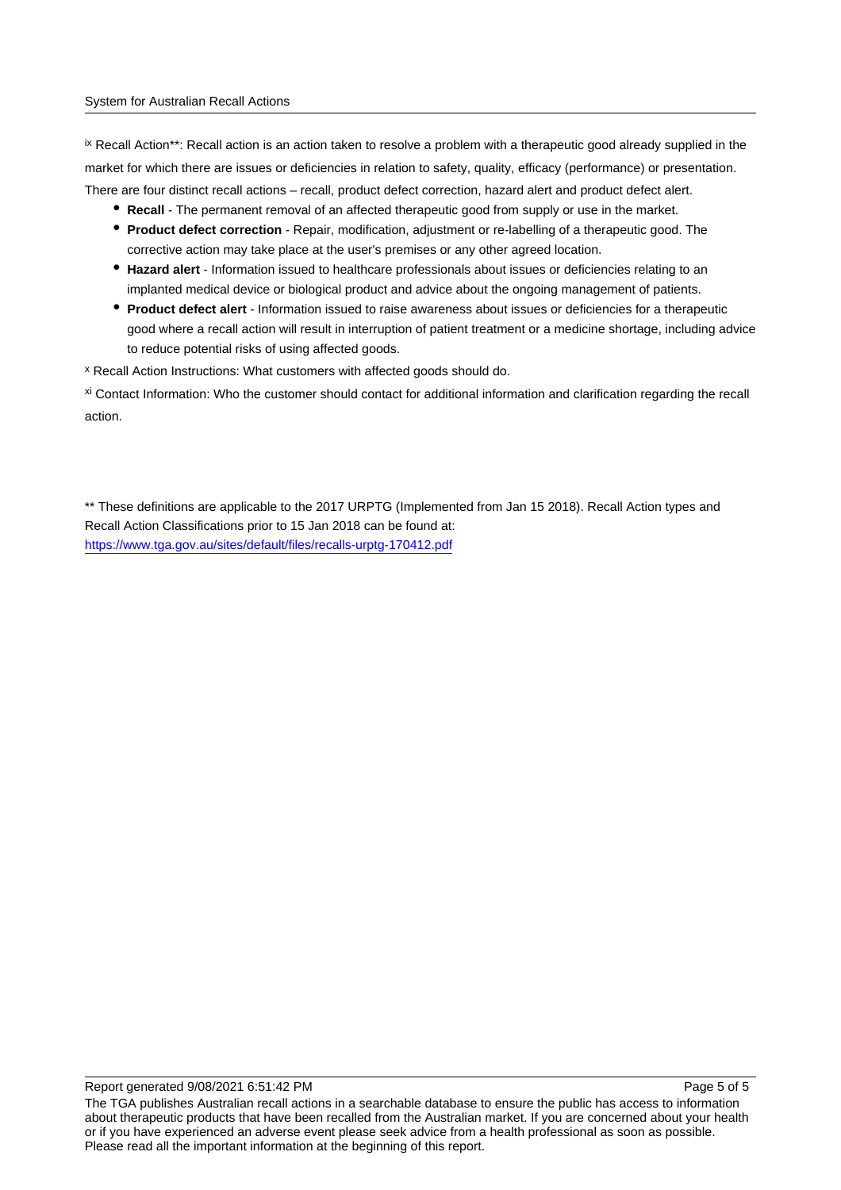[ix] Recall Action**: Recall action is an action taken to resolve a problem with a therapeutic good already supplied in the market for which there are issues or deficiencies in relation to safety, quality, efficacy (performance) or presentation. There are four distinct recall actions – recall, product defect correction, hazard alert and product defect alert.

- **Recall** - The permanent removal of an affected therapeutic good from supply or use in the market.
- **Product defect correction** - Repair, modification, adjustment or re-labelling of a therapeutic good. The corrective action may take place at the user's premises or any other agreed location.
- **Hazard alert** - Information issued to healthcare professionals about issues or deficiencies relating to an implanted medical device or biological product and advice about the ongoing management of patients.
- **Product defect alert** - Information issued to raise awareness about issues or deficiencies for a therapeutic good where a recall action will result in interruption of patient treatment or a medicine shortage, including advice to reduce potential risks of using affected goods.

[x] Recall Action Instructions: What customers with affected goods should do.

[xi] Contact Information: Who the customer should contact for additional information and clarification regarding the recall action.

** These definitions are applicable to the 2017 URPTG (Implemented from Jan 15 2018). Recall Action types and Recall Action Classifications prior to 15 Jan 2018 can be found at: https://www.tga.gov.au/sites/default/files/recalls-urptg-170412.pdf

Report generated 9/08/2021 6:51:42 PM

The TGA publishes Australian recall actions in a searchable database to ensure the public has access to information about therapeutic products that have been recalled from the Australian market. If you are concerned about your health or if you have experienced an adverse event please seek advice from a health professional as soon as possible. Please read all the important information at the beginning of this report.